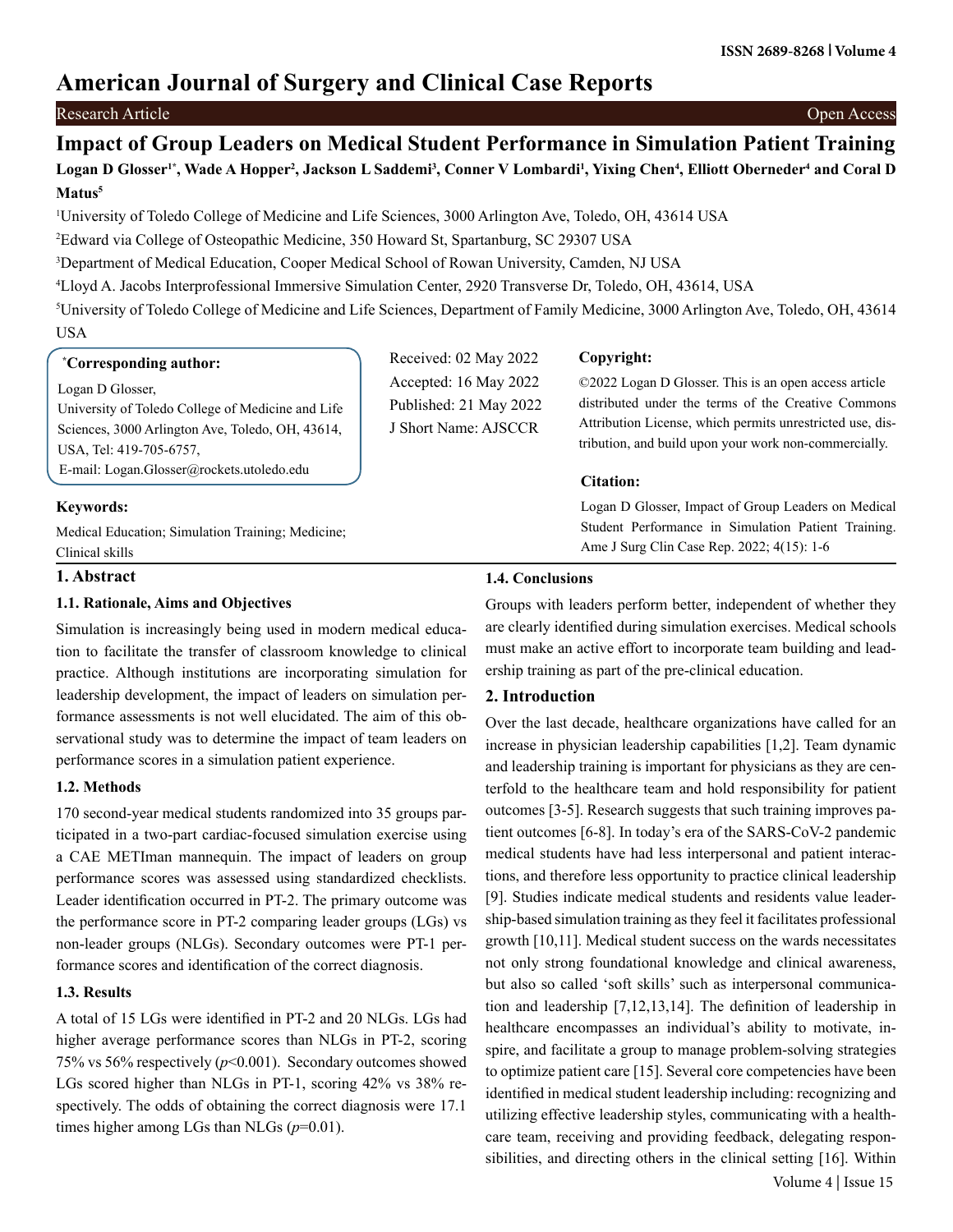# Impact of Group Leaders on Medical Student Performance in Simulation Patient Training

**Logan D Glosser[1*], Wade A Hopper[2], Jackson L Saddemi[3], Conner V Lombardi[1], Yixing Chen[4], Elliott Oberneder[4] and Coral D Matus[5]**

[1]University of Toledo College of Medicine and Life Sciences, 3000 Arlington Ave, Toledo, OH, 43614 USA

[2]Edward via College of Osteopathic Medicine, 350 Howard St, Spartanburg, SC 29307 USA

[3]Department of Medical Education, Cooper Medical School of Rowan University, Camden, NJ USA

[4]Lloyd A. Jacobs Interprofessional Immersive Simulation Center, 2920 Transverse Dr, Toledo, OH, 43614, USA

[5]University of Toledo College of Medicine and Life Sciences, Department of Family Medicine, 3000 Arlington Ave, Toledo, OH, 43614 USA

**[*]Corresponding author:**

Logan D Glosser,
University of Toledo College of Medicine and Life Sciences, 3000 Arlington Ave, Toledo, OH, 43614, USA, Tel: 419-705-6757,
E-mail: Logan.Glosser@rockets.utoledo.edu

Received: 02 May 2022
Accepted: 16 May 2022
Published: 21 May 2022
J Short Name: AJSCCR

**Copyright:**

©2022 Logan D Glosser. This is an open access article distributed under the terms of the Creative Commons Attribution License, which permits unrestricted use, distribution, and build upon your work non-commercially.

**Citation:**

Logan D Glosser, Impact of Group Leaders on Medical Student Performance in Simulation Patient Training. Ame J Surg Clin Case Rep. 2022; 4(15): 1-6

**Keywords:**

Medical Education; Simulation Training; Medicine; Clinical skills

## 1. Abstract

### 1.1. Rationale, Aims and Objectives

Simulation is increasingly being used in modern medical education to facilitate the transfer of classroom knowledge to clinical practice. Although institutions are incorporating simulation for leadership development, the impact of leaders on simulation performance assessments is not well elucidated. The aim of this observational study was to determine the impact of team leaders on performance scores in a simulation patient experience.

### 1.2. Methods

170 second-year medical students randomized into 35 groups participated in a two-part cardiac-focused simulation exercise using a CAE METIman mannequin. The impact of leaders on group performance scores was assessed using standardized checklists. Leader identification occurred in PT-2. The primary outcome was the performance score in PT-2 comparing leader groups (LGs) vs non-leader groups (NLGs). Secondary outcomes were PT-1 performance scores and identification of the correct diagnosis.

### 1.3. Results

A total of 15 LGs were identified in PT-2 and 20 NLGs. LGs had higher average performance scores than NLGs in PT-2, scoring 75% vs 56% respectively ($p<0.001$). Secondary outcomes showed LGs scored higher than NLGs in PT-1, scoring 42% vs 38% respectively. The odds of obtaining the correct diagnosis were 17.1 times higher among LGs than NLGs ($p=0.01$).

### 1.4. Conclusions

Groups with leaders perform better, independent of whether they are clearly identified during simulation exercises. Medical schools must make an active effort to incorporate team building and leadership training as part of the pre-clinical education.

## 2. Introduction

Over the last decade, healthcare organizations have called for an increase in physician leadership capabilities [1,2]. Team dynamic and leadership training is important for physicians as they are centerfold to the healthcare team and hold responsibility for patient outcomes [3-5]. Research suggests that such training improves patient outcomes [6-8]. In today's era of the SARS-CoV-2 pandemic medical students have had less interpersonal and patient interactions, and therefore less opportunity to practice clinical leadership [9]. Studies indicate medical students and residents value leadership-based simulation training as they feel it facilitates professional growth [10,11]. Medical student success on the wards necessitates not only strong foundational knowledge and clinical awareness, but also so called 'soft skills' such as interpersonal communication and leadership [7,12,13,14]. The definition of leadership in healthcare encompasses an individual's ability to motivate, inspire, and facilitate a group to manage problem-solving strategies to optimize patient care [15]. Several core competencies have been identified in medical student leadership including: recognizing and utilizing effective leadership styles, communicating with a healthcare team, receiving and providing feedback, delegating responsibilities, and directing others in the clinical setting [16]. Within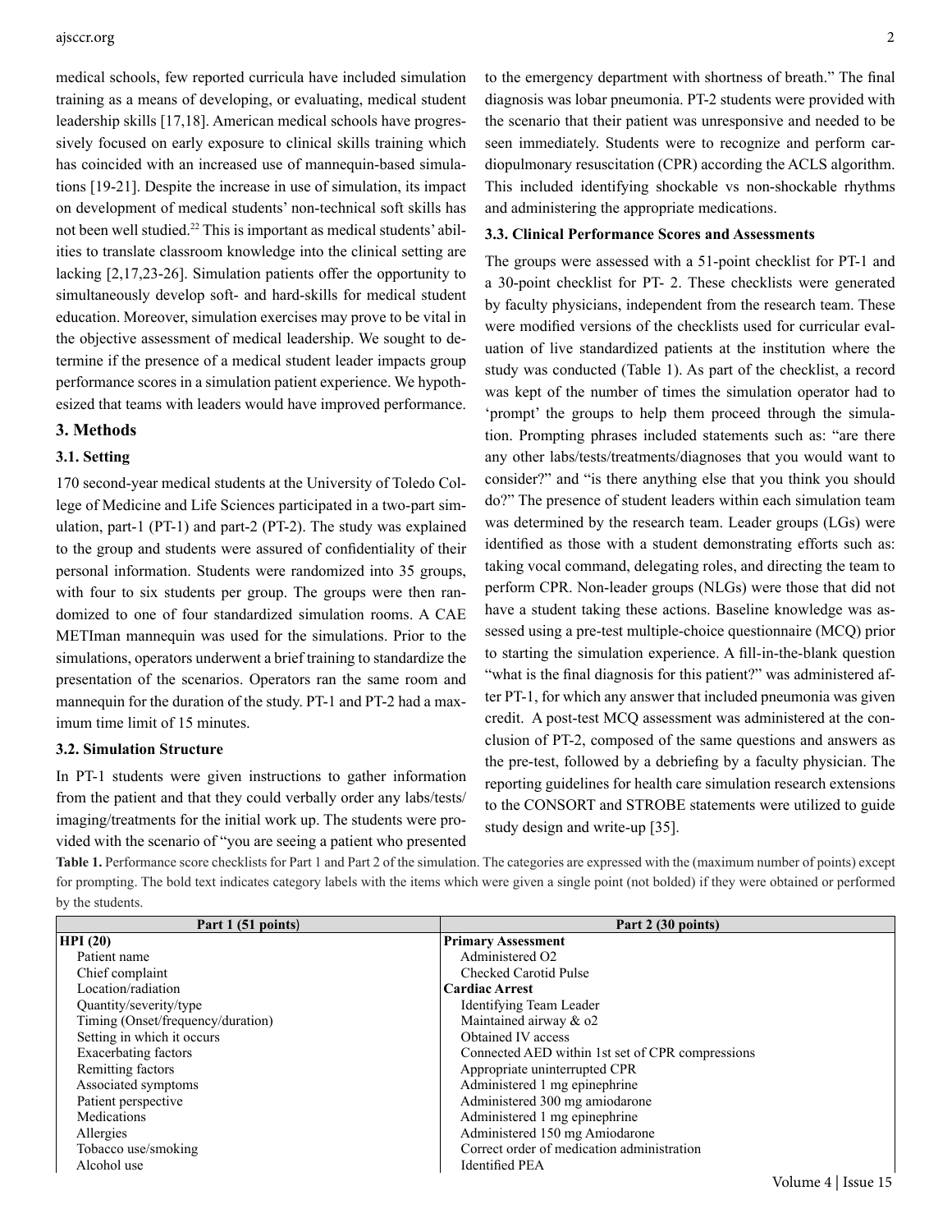medical schools, few reported curricula have included simulation training as a means of developing, or evaluating, medical student leadership skills [17,18]. American medical schools have progressively focused on early exposure to clinical skills training which has coincided with an increased use of mannequin-based simulations [19-21]. Despite the increase in use of simulation, its impact on development of medical students' non-technical soft skills has not been well studied.[22] This is important as medical students' abilities to translate classroom knowledge into the clinical setting are lacking [2,17,23-26]. Simulation patients offer the opportunity to simultaneously develop soft- and hard-skills for medical student education. Moreover, simulation exercises may prove to be vital in the objective assessment of medical leadership. We sought to determine if the presence of a medical student leader impacts group performance scores in a simulation patient experience. We hypothesized that teams with leaders would have improved performance.

## 3. Methods

### 3.1. Setting

170 second-year medical students at the University of Toledo College of Medicine and Life Sciences participated in a two-part simulation, part-1 (PT-1) and part-2 (PT-2). The study was explained to the group and students were assured of confidentiality of their personal information. Students were randomized into 35 groups, with four to six students per group. The groups were then randomized to one of four standardized simulation rooms. A CAE METIman mannequin was used for the simulations. Prior to the simulations, operators underwent a brief training to standardize the presentation of the scenarios. Operators ran the same room and mannequin for the duration of the study. PT-1 and PT-2 had a maximum time limit of 15 minutes.

### 3.2. Simulation Structure

In PT-1 students were given instructions to gather information from the patient and that they could verbally order any labs/tests/imaging/treatments for the initial work up. The students were provided with the scenario of "you are seeing a patient who presented to the emergency department with shortness of breath." The final diagnosis was lobar pneumonia. PT-2 students were provided with the scenario that their patient was unresponsive and needed to be seen immediately. Students were to recognize and perform cardiopulmonary resuscitation (CPR) according the ACLS algorithm. This included identifying shockable vs non-shockable rhythms and administering the appropriate medications.

### 3.3. Clinical Performance Scores and Assessments

The groups were assessed with a 51-point checklist for PT-1 and a 30-point checklist for PT- 2. These checklists were generated by faculty physicians, independent from the research team. These were modified versions of the checklists used for curricular evaluation of live standardized patients at the institution where the study was conducted (Table 1). As part of the checklist, a record was kept of the number of times the simulation operator had to 'prompt' the groups to help them proceed through the simulation. Prompting phrases included statements such as: "are there any other labs/tests/treatments/diagnoses that you would want to consider?" and "is there anything else that you think you should do?" The presence of student leaders within each simulation team was determined by the research team. Leader groups (LGs) were identified as those with a student demonstrating efforts such as: taking vocal command, delegating roles, and directing the team to perform CPR. Non-leader groups (NLGs) were those that did not have a student taking these actions. Baseline knowledge was assessed using a pre-test multiple-choice questionnaire (MCQ) prior to starting the simulation experience. A fill-in-the-blank question "what is the final diagnosis for this patient?" was administered after PT-1, for which any answer that included pneumonia was given credit. A post-test MCQ assessment was administered at the conclusion of PT-2, composed of the same questions and answers as the pre-test, followed by a debriefing by a faculty physician. The reporting guidelines for health care simulation research extensions to the CONSORT and STROBE statements were utilized to guide study design and write-up [35].

**Table 1.** Performance score checklists for Part 1 and Part 2 of the simulation. The categories are expressed with the (maximum number of points) except for prompting. The bold text indicates category labels with the items which were given a single point (not bolded) if they were obtained or performed by the students.

| Part 1 (51 points) | Part 2 (30 points) |
|---|---|
| **HPI (20)** | **Primary Assessment** |
| Patient name | Administered O2 |
| Chief complaint | Checked Carotid Pulse |
| Location/radiation | **Cardiac Arrest** |
| Quantity/severity/type | Identifying Team Leader |
| Timing (Onset/frequency/duration) | Maintained airway & o2 |
| Setting in which it occurs | Obtained IV access |
| Exacerbating factors | Connected AED within 1st set of CPR compressions |
| Remitting factors | Appropriate uninterrupted CPR |
| Associated symptoms | Administered 1 mg epinephrine |
| Patient perspective | Administered 300 mg amiodarone |
| Medications | Administered 1 mg epinephrine |
| Allergies | Administered 150 mg Amiodarone |
| Tobacco use/smoking | Correct order of medication administration |
| Alcohol use | Identified PEA |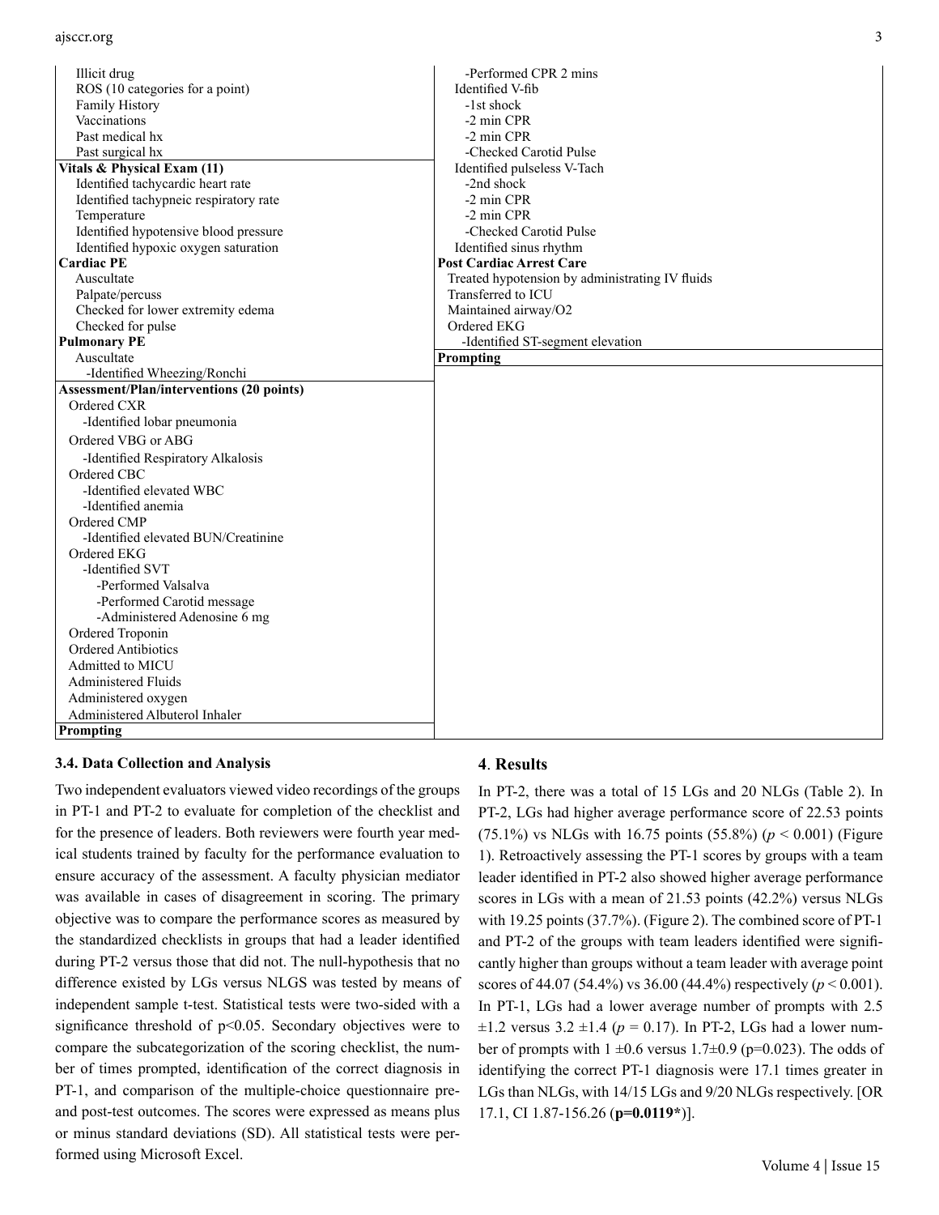| | |
|---|---|
| Illicit drug | -Performed CPR 2 mins |
| ROS (10 categories for a point) | Identified V-fib |
| Family History | -1st shock |
| Vaccinations | -2 min CPR |
| Past medical hx | -2 min CPR |
| Past surgical hx | -Checked Carotid Pulse |
| **Vitals & Physical Exam (11)** | Identified pulseless V-Tach |
| Identified tachycardic heart rate | -2nd shock |
| Identified tachypneic respiratory rate | -2 min CPR |
| Temperature | -2 min CPR |
| Identified hypotensive blood pressure | -Checked Carotid Pulse |
| Identified hypoxic oxygen saturation | Identified sinus rhythm |
| **Cardiac PE** | **Post Cardiac Arrest Care** |
| Auscultate | Treated hypotension by administrating IV fluids |
| Palpate/percuss | Transferred to ICU |
| Checked for lower extremity edema | Maintained airway/O2 |
| Checked for pulse | Ordered EKG |
| **Pulmonary PE** | -Identified ST-segment elevation |
| Auscultate | **Prompting** |
| -Identified Wheezing/Ronchi | |
| **Assessment/Plan/interventions (20 points)** | |
| Ordered CXR | |
| -Identified lobar pneumonia | |
| Ordered VBG or ABG | |
| -Identified Respiratory Alkalosis | |
| Ordered CBC | |
| -Identified elevated WBC | |
| -Identified anemia | |
| Ordered CMP | |
| -Identified elevated BUN/Creatinine | |
| Ordered EKG | |
| -Identified SVT | |
| -Performed Valsalva | |
| -Performed Carotid message | |
| -Administered Adenosine 6 mg | |
| Ordered Troponin | |
| Ordered Antibiotics | |
| Admitted to MICU | |
| Administered Fluids | |
| Administered oxygen | |
| Administered Albuterol Inhaler | |
| **Prompting** | |

### 3.4. Data Collection and Analysis

Two independent evaluators viewed video recordings of the groups in PT-1 and PT-2 to evaluate for completion of the checklist and for the presence of leaders. Both reviewers were fourth year medical students trained by faculty for the performance evaluation to ensure accuracy of the assessment. A faculty physician mediator was available in cases of disagreement in scoring. The primary objective was to compare the performance scores as measured by the standardized checklists in groups that had a leader identified during PT-2 versus those that did not. The null-hypothesis that no difference existed by LGs versus NLGS was tested by means of independent sample t-test. Statistical tests were two-sided with a significance threshold of $p<0.05$. Secondary objectives were to compare the subcategorization of the scoring checklist, the number of times prompted, identification of the correct diagnosis in PT-1, and comparison of the multiple-choice questionnaire pre- and post-test outcomes. The scores were expressed as means plus or minus standard deviations (SD). All statistical tests were performed using Microsoft Excel.

## 4. Results

In PT-2, there was a total of 15 LGs and 20 NLGs (Table 2). In PT-2, LGs had higher average performance score of 22.53 points (75.1%) vs NLGs with 16.75 points (55.8%) ($p < 0.001$) (Figure 1). Retroactively assessing the PT-1 scores by groups with a team leader identified in PT-2 also showed higher average performance scores in LGs with a mean of 21.53 points (42.2%) versus NLGs with 19.25 points (37.7%). (Figure 2). The combined score of PT-1 and PT-2 of the groups with team leaders identified were significantly higher than groups without a team leader with average point scores of 44.07 (54.4%) vs 36.00 (44.4%) respectively ($p < 0.001$). In PT-1, LGs had a lower average number of prompts with 2.5 $\pm$1.2 versus 3.2 $\pm$1.4 ($p = 0.17$). In PT-2, LGs had a lower number of prompts with 1 $\pm$0.6 versus 1.7$\pm$0.9 ($p=0.023$). The odds of identifying the correct PT-1 diagnosis were 17.1 times greater in LGs than NLGs, with 14/15 LGs and 9/20 NLGs respectively. [OR 17.1, CI 1.87-156.26 (**p=0.0119***)].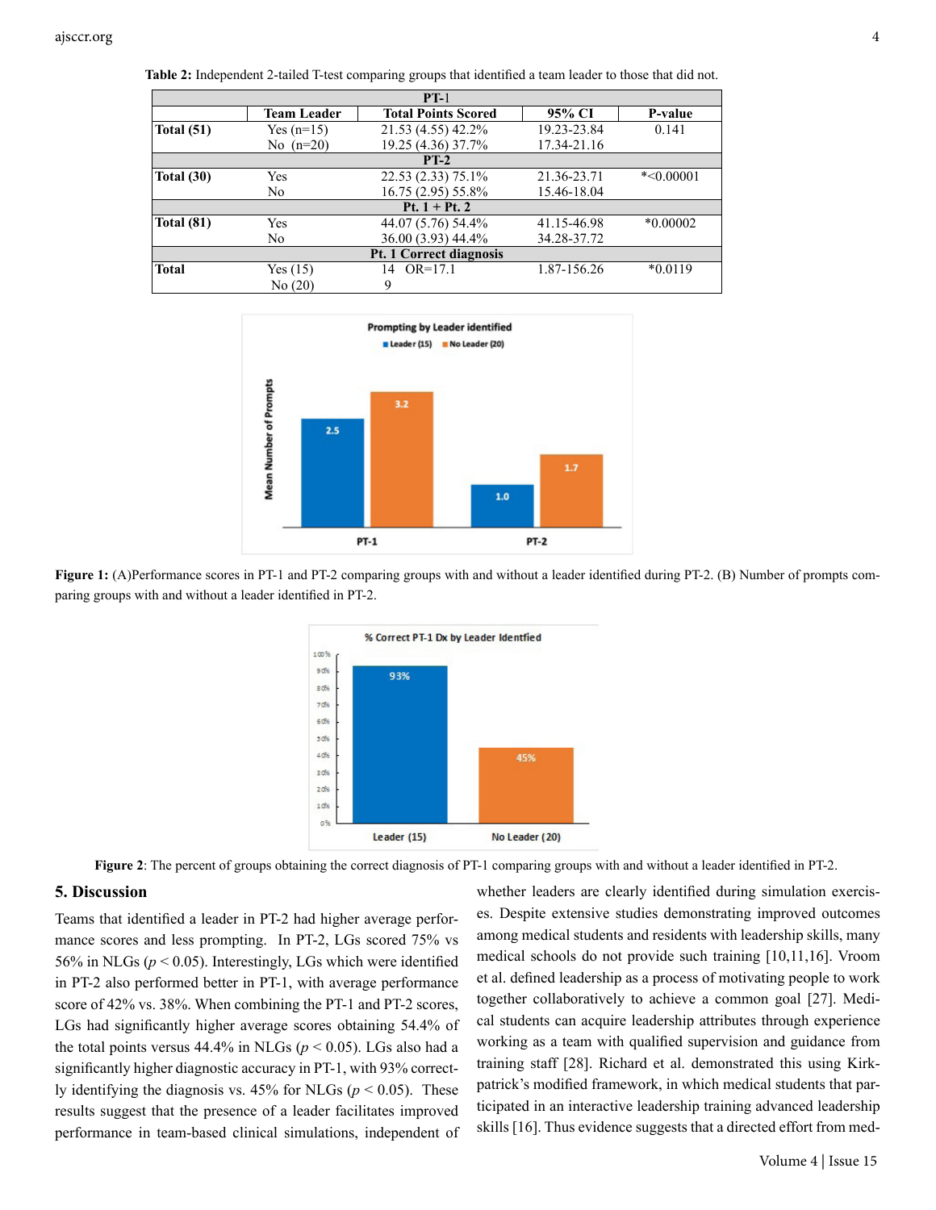**Table 2:** Independent 2-tailed T-test comparing groups that identified a team leader to those that did not.

| | Team Leader | Total Points Scored | 95% CI | P-value |
|---|---|---|---|---|
| **PT-1** | | | | |
| **Total (51)** | Yes (n=15) | 21.53 (4.55) 42.2% | 19.23-23.84 | 0.141 |
| | No (n=20) | 19.25 (4.36) 37.7% | 17.34-21.16 | |
| **PT-2** | | | | |
| **Total (30)** | Yes | 22.53 (2.33) 75.1% | 21.36-23.71 | *<0.00001 |
| | No | 16.75 (2.95) 55.8% | 15.46-18.04 | |
| **Pt. 1 + Pt. 2** | | | | |
| **Total (81)** | Yes | 44.07 (5.76) 54.4% | 41.15-46.98 | *0.00002 |
| | No | 36.00 (3.93) 44.4% | 34.28-37.72 | |
| **Pt. 1 Correct diagnosis** | | | | |
| **Total** | Yes (15) | 14 OR=17.1 | 1.87-156.26 | *0.0119 |
| | No (20) | 9 | | |

**Figure 1:** (A)Performance scores in PT-1 and PT-2 comparing groups with and without a leader identified during PT-2. (B) Number of prompts comparing groups with and without a leader identified in PT-2.

**Figure 2**: The percent of groups obtaining the correct diagnosis of PT-1 comparing groups with and without a leader identified in PT-2.

## 5. Discussion

Teams that identified a leader in PT-2 had higher average performance scores and less prompting. In PT-2, LGs scored 75% vs 56% in NLGs ($p < 0.05$). Interestingly, LGs which were identified in PT-2 also performed better in PT-1, with average performance score of 42% vs. 38%. When combining the PT-1 and PT-2 scores, LGs had significantly higher average scores obtaining 54.4% of the total points versus 44.4% in NLGs ($p < 0.05$). LGs also had a significantly higher diagnostic accuracy in PT-1, with 93% correctly identifying the diagnosis vs. 45% for NLGs ($p < 0.05$). These results suggest that the presence of a leader facilitates improved performance in team-based clinical simulations, independent of whether leaders are clearly identified during simulation exercises. Despite extensive studies demonstrating improved outcomes among medical students and residents with leadership skills, many medical schools do not provide such training [10,11,16]. Vroom et al. defined leadership as a process of motivating people to work together collaboratively to achieve a common goal [27]. Medical students can acquire leadership attributes through experience working as a team with qualified supervision and guidance from training staff [28]. Richard et al. demonstrated this using Kirkpatrick's modified framework, in which medical students that participated in an interactive leadership training advanced leadership skills [16]. Thus evidence suggests that a directed effort from med-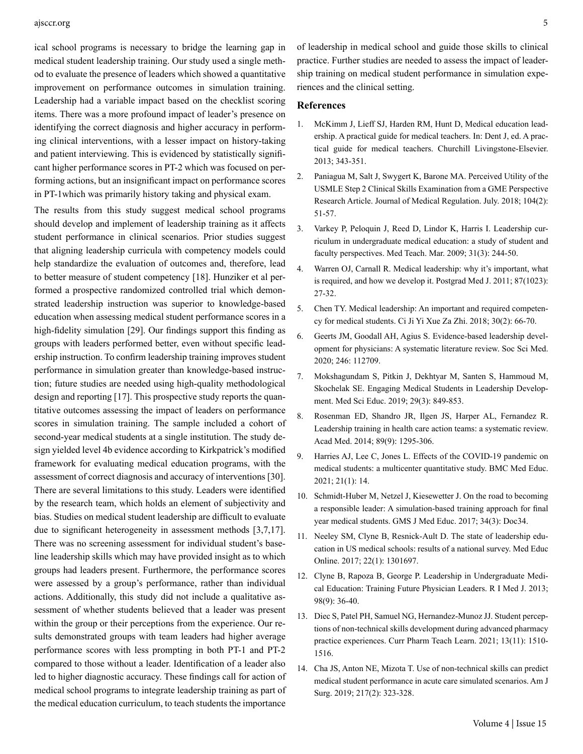ical school programs is necessary to bridge the learning gap in medical student leadership training. Our study used a single method to evaluate the presence of leaders which showed a quantitative improvement on performance outcomes in simulation training. Leadership had a variable impact based on the checklist scoring items. There was a more profound impact of leader's presence on identifying the correct diagnosis and higher accuracy in performing clinical interventions, with a lesser impact on history-taking and patient interviewing. This is evidenced by statistically significant higher performance scores in PT-2 which was focused on performing actions, but an insignificant impact on performance scores in PT-1which was primarily history taking and physical exam.

The results from this study suggest medical school programs should develop and implement of leadership training as it affects student performance in clinical scenarios. Prior studies suggest that aligning leadership curricula with competency models could help standardize the evaluation of outcomes and, therefore, lead to better measure of student competency [18]. Hunziker et al performed a prospective randomized controlled trial which demonstrated leadership instruction was superior to knowledge-based education when assessing medical student performance scores in a high-fidelity simulation [29]. Our findings support this finding as groups with leaders performed better, even without specific leadership instruction. To confirm leadership training improves student performance in simulation greater than knowledge-based instruction; future studies are needed using high-quality methodological design and reporting [17]. This prospective study reports the quantitative outcomes assessing the impact of leaders on performance scores in simulation training. The sample included a cohort of second-year medical students at a single institution. The study design yielded level 4b evidence according to Kirkpatrick's modified framework for evaluating medical education programs, with the assessment of correct diagnosis and accuracy of interventions [30]. There are several limitations to this study. Leaders were identified by the research team, which holds an element of subjectivity and bias. Studies on medical student leadership are difficult to evaluate due to significant heterogeneity in assessment methods [3,7,17]. There was no screening assessment for individual student's baseline leadership skills which may have provided insight as to which groups had leaders present. Furthermore, the performance scores were assessed by a group's performance, rather than individual actions. Additionally, this study did not include a qualitative assessment of whether students believed that a leader was present within the group or their perceptions from the experience. Our results demonstrated groups with team leaders had higher average performance scores with less prompting in both PT-1 and PT-2 compared to those without a leader. Identification of a leader also led to higher diagnostic accuracy. These findings call for action of medical school programs to integrate leadership training as part of the medical education curriculum, to teach students the importance of leadership in medical school and guide those skills to clinical practice. Further studies are needed to assess the impact of leadership training on medical student performance in simulation experiences and the clinical setting.

## References

1. McKimm J, Lieff SJ, Harden RM, Hunt D, Medical education leadership. A practical guide for medical teachers. In: Dent J, ed. A practical guide for medical teachers. Churchill Livingstone-Elsevier. 2013; 343-351.
2. Paniagua M, Salt J, Swygert K, Barone MA. Perceived Utility of the USMLE Step 2 Clinical Skills Examination from a GME Perspective Research Article. Journal of Medical Regulation. July. 2018; 104(2): 51-57.
3. Varkey P, Peloquin J, Reed D, Lindor K, Harris I. Leadership curriculum in undergraduate medical education: a study of student and faculty perspectives. Med Teach. Mar. 2009; 31(3): 244-50.
4. Warren OJ, Carnall R. Medical leadership: why it's important, what is required, and how we develop it. Postgrad Med J. 2011; 87(1023): 27-32.
5. Chen TY. Medical leadership: An important and required competency for medical students. Ci Ji Yi Xue Za Zhi. 2018; 30(2): 66-70.
6. Geerts JM, Goodall AH, Agius S. Evidence-based leadership development for physicians: A systematic literature review. Soc Sci Med. 2020; 246: 112709.
7. Mokshagundam S, Pitkin J, Dekhtyar M, Santen S, Hammoud M, Skochelak SE. Engaging Medical Students in Leadership Development. Med Sci Educ. 2019; 29(3): 849-853.
8. Rosenman ED, Shandro JR, Ilgen JS, Harper AL, Fernandez R. Leadership training in health care action teams: a systematic review. Acad Med. 2014; 89(9): 1295-306.
9. Harries AJ, Lee C, Jones L. Effects of the COVID-19 pandemic on medical students: a multicenter quantitative study. BMC Med Educ. 2021; 21(1): 14.
10. Schmidt-Huber M, Netzel J, Kiesewetter J. On the road to becoming a responsible leader: A simulation-based training approach for final year medical students. GMS J Med Educ. 2017; 34(3): Doc34.
11. Neeley SM, Clyne B, Resnick-Ault D. The state of leadership education in US medical schools: results of a national survey. Med Educ Online. 2017; 22(1): 1301697.
12. Clyne B, Rapoza B, George P. Leadership in Undergraduate Medical Education: Training Future Physician Leaders. R I Med J. 2013; 98(9): 36-40.
13. Diec S, Patel PH, Samuel NG, Hernandez-Munoz JJ. Student perceptions of non-technical skills development during advanced pharmacy practice experiences. Curr Pharm Teach Learn. 2021; 13(11): 1510-1516.
14. Cha JS, Anton NE, Mizota T. Use of non-technical skills can predict medical student performance in acute care simulated scenarios. Am J Surg. 2019; 217(2): 323-328.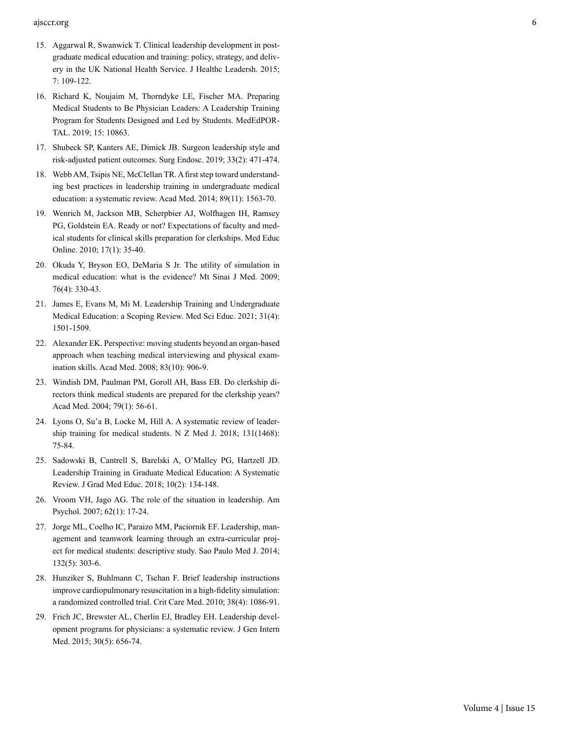15. Aggarwal R, Swanwick T. Clinical leadership development in postgraduate medical education and training: policy, strategy, and delivery in the UK National Health Service. J Healthc Leadersh. 2015; 7: 109-122.

16. Richard K, Noujaim M, Thorndyke LE, Fischer MA. Preparing Medical Students to Be Physician Leaders: A Leadership Training Program for Students Designed and Led by Students. MedEdPORTAL. 2019; 15: 10863.

17. Shubeck SP, Kanters AE, Dimick JB. Surgeon leadership style and risk-adjusted patient outcomes. Surg Endosc. 2019; 33(2): 471-474.

18. Webb AM, Tsipis NE, McClellan TR. A first step toward understanding best practices in leadership training in undergraduate medical education: a systematic review. Acad Med. 2014; 89(11): 1563-70.

19. Wenrich M, Jackson MB, Scherpbier AJ, Wolfhagen IH, Ramsey PG, Goldstein EA. Ready or not? Expectations of faculty and medical students for clinical skills preparation for clerkships. Med Educ Online. 2010; 17(1): 35-40.

20. Okuda Y, Bryson EO, DeMaria S Jr. The utility of simulation in medical education: what is the evidence? Mt Sinai J Med. 2009; 76(4): 330-43.

21. James E, Evans M, Mi M. Leadership Training and Undergraduate Medical Education: a Scoping Review. Med Sci Educ. 2021; 31(4): 1501-1509.

22. Alexander EK. Perspective: moving students beyond an organ-based approach when teaching medical interviewing and physical examination skills. Acad Med. 2008; 83(10): 906-9.

23. Windish DM, Paulman PM, Goroll AH, Bass EB. Do clerkship directors think medical students are prepared for the clerkship years? Acad Med. 2004; 79(1): 56-61.

24. Lyons O, Su'a B, Locke M, Hill A. A systematic review of leadership training for medical students. N Z Med J. 2018; 131(1468): 75-84.

25. Sadowski B, Cantrell S, Barelski A, O'Malley PG, Hartzell JD. Leadership Training in Graduate Medical Education: A Systematic Review. J Grad Med Educ. 2018; 10(2): 134-148.

26. Vroom VH, Jago AG. The role of the situation in leadership. Am Psychol. 2007; 62(1): 17-24.

27. Jorge ML, Coelho IC, Paraizo MM, Paciornik EF. Leadership, management and teamwork learning through an extra-curricular project for medical students: descriptive study. Sao Paulo Med J. 2014; 132(5): 303-6.

28. Hunziker S, Buhlmann C, Tschan F. Brief leadership instructions improve cardiopulmonary resuscitation in a high-fidelity simulation: a randomized controlled trial. Crit Care Med. 2010; 38(4): 1086-91.

29. Frich JC, Brewster AL, Cherlin EJ, Bradley EH. Leadership development programs for physicians: a systematic review. J Gen Intern Med. 2015; 30(5): 656-74.